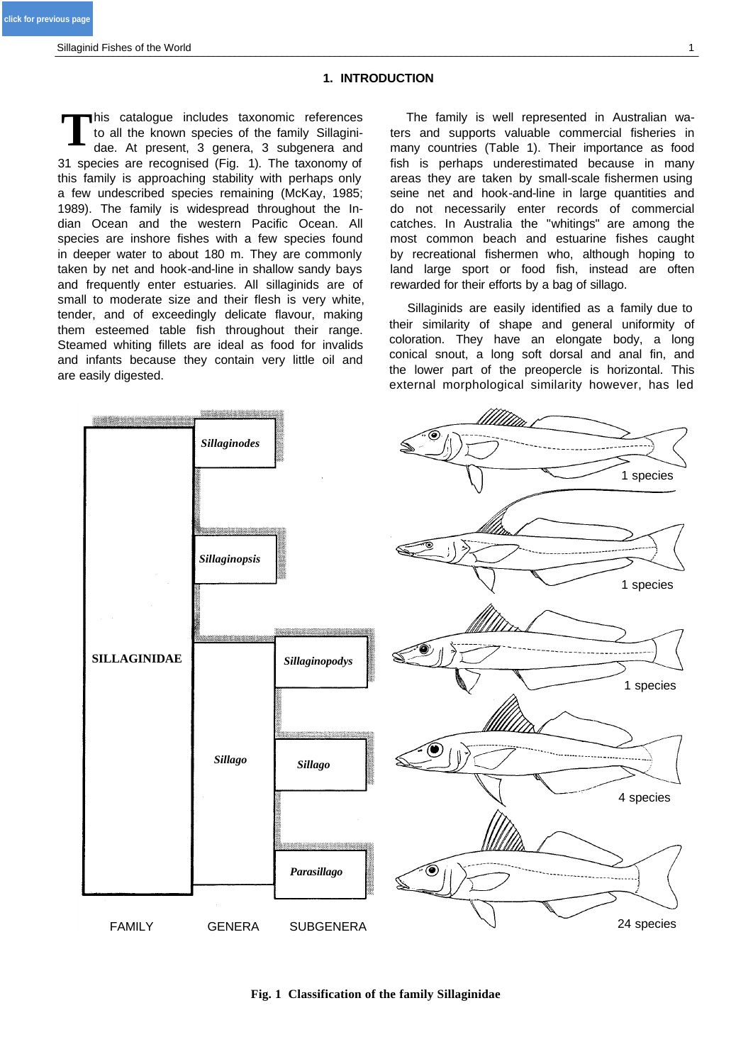## 1. INTRODUCTION

This catalogue includes taxonomic references to all the known species of the family Sillaginidae. At present, 3 genera, 3 subgenera and 31 species are recognised (Fig. 1). The taxonomy of this family is approaching stability with perhaps only a few undescribed species remaining (McKay, 1985; 1989). The family is widespread throughout the Indian Ocean and the western Pacific Ocean. All species are inshore fishes with a few species found in deeper water to about 180 m. They are commonly taken by net and hook-and-line in shallow sandy bays and frequently enter estuaries. All sillaginids are of small to moderate size and their flesh is very white, tender, and of exceedingly delicate flavour, making them esteemed table fish throughout their range. Steamed whiting fillets are ideal as food for invalids and infants because they contain very little oil and are easily digested.

The family is well represented in Australian waters and supports valuable commercial fisheries in many countries (Table 1). Their importance as food fish is perhaps underestimated because in many areas they are taken by small-scale fishermen using seine net and hook-and-line in large quantities and do not necessarily enter records of commercial catches. In Australia the "whitings" are among the most common beach and estuarine fishes caught by recreational fishermen who, although hoping to land large sport or food fish, instead are often rewarded for their efforts by a bag of sillago.

Sillaginids are easily identified as a family due to their similarity of shape and general uniformity of coloration. They have an elongate body, a long conical snout, a long soft dorsal and anal fin, and the lower part of the preopercle is horizontal. This external morphological similarity however, has led

**Fig. 1 Classification of the family Sillaginidae**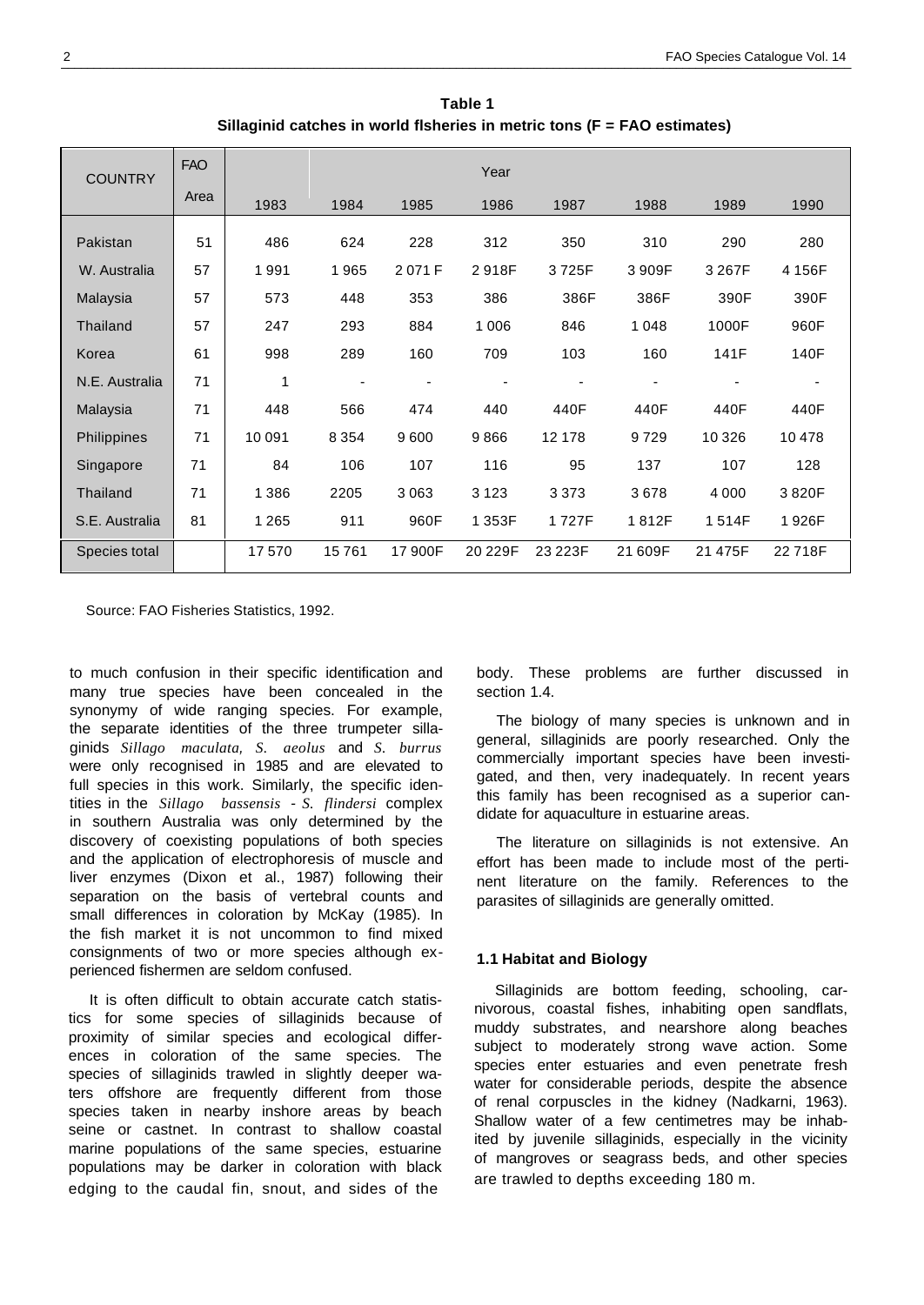**Table 1**
**Sillaginid catches in world flsheries in metric tons (F = FAO estimates)**

| COUNTRY | FAO Area | Year | | | | | | | |
|---|---|---|---|---|---|---|---|---|---|
| | | 1983 | 1984 | 1985 | 1986 | 1987 | 1988 | 1989 | 1990 |
| Pakistan | 51 | 486 | 624 | 228 | 312 | 350 | 310 | 290 | 280 |
| W. Australia | 57 | 1 991 | 1 965 | 2 071 F | 2 918F | 3 725F | 3 909F | 3 267F | 4 156F |
| Malaysia | 57 | 573 | 448 | 353 | 386 | 386F | 386F | 390F | 390F |
| Thailand | 57 | 247 | 293 | 884 | 1 006 | 846 | 1 048 | 1000F | 960F |
| Korea | 61 | 998 | 289 | 160 | 709 | 103 | 160 | 141F | 140F |
| N.E. Australia | 71 | 1 | - | - | - | - | - | - | - |
| Malaysia | 71 | 448 | 566 | 474 | 440 | 440F | 440F | 440F | 440F |
| Philippines | 71 | 10 091 | 8 354 | 9 600 | 9 866 | 12 178 | 9 729 | 10 326 | 10 478 |
| Singapore | 71 | 84 | 106 | 107 | 116 | 95 | 137 | 107 | 128 |
| Thailand | 71 | 1 386 | 2205 | 3 063 | 3 123 | 3 373 | 3 678 | 4 000 | 3 820F |
| S.E. Australia | 81 | 1 265 | 911 | 960F | 1 353F | 1 727F | 1 812F | 1 514F | 1 926F |
| Species total | | 17 570 | 15 761 | 17 900F | 20 229F | 23 223F | 21 609F | 21 475F | 22 718F |

Source: FAO Fisheries Statistics, 1992.

to much confusion in their specific identification and many true species have been concealed in the synonymy of wide ranging species. For example, the separate identities of the three trumpeter sillaginids *Sillago maculata, S. aeolus* and *S. burrus* were only recognised in 1985 and are elevated to full species in this work. Similarly, the specific identities in the *Sillago bassensis - S. flindersi* complex in southern Australia was only determined by the discovery of coexisting populations of both species and the application of electrophoresis of muscle and liver enzymes (Dixon et al., 1987) following their separation on the basis of vertebral counts and small differences in coloration by McKay (1985). In the fish market it is not uncommon to find mixed consignments of two or more species although experienced fishermen are seldom confused.

It is often difficult to obtain accurate catch statistics for some species of sillaginids because of proximity of similar species and ecological differences in coloration of the same species. The species of sillaginids trawled in slightly deeper waters offshore are frequently different from those species taken in nearby inshore areas by beach seine or castnet. In contrast to shallow coastal marine populations of the same species, estuarine populations may be darker in coloration with black edging to the caudal fin, snout, and sides of the body. These problems are further discussed in section 1.4.

The biology of many species is unknown and in general, sillaginids are poorly researched. Only the commercially important species have been investigated, and then, very inadequately. In recent years this family has been recognised as a superior candidate for aquaculture in estuarine areas.

The literature on sillaginids is not extensive. An effort has been made to include most of the pertinent literature on the family. References to the parasites of sillaginids are generally omitted.

### 1.1 Habitat and Biology

Sillaginids are bottom feeding, schooling, carnivorous, coastal fishes, inhabiting open sandflats, muddy substrates, and nearshore along beaches subject to moderately strong wave action. Some species enter estuaries and even penetrate fresh water for considerable periods, despite the absence of renal corpuscles in the kidney (Nadkarni, 1963). Shallow water of a few centimetres may be inhabited by juvenile sillaginids, especially in the vicinity of mangroves or seagrass beds, and other species are trawled to depths exceeding 180 m.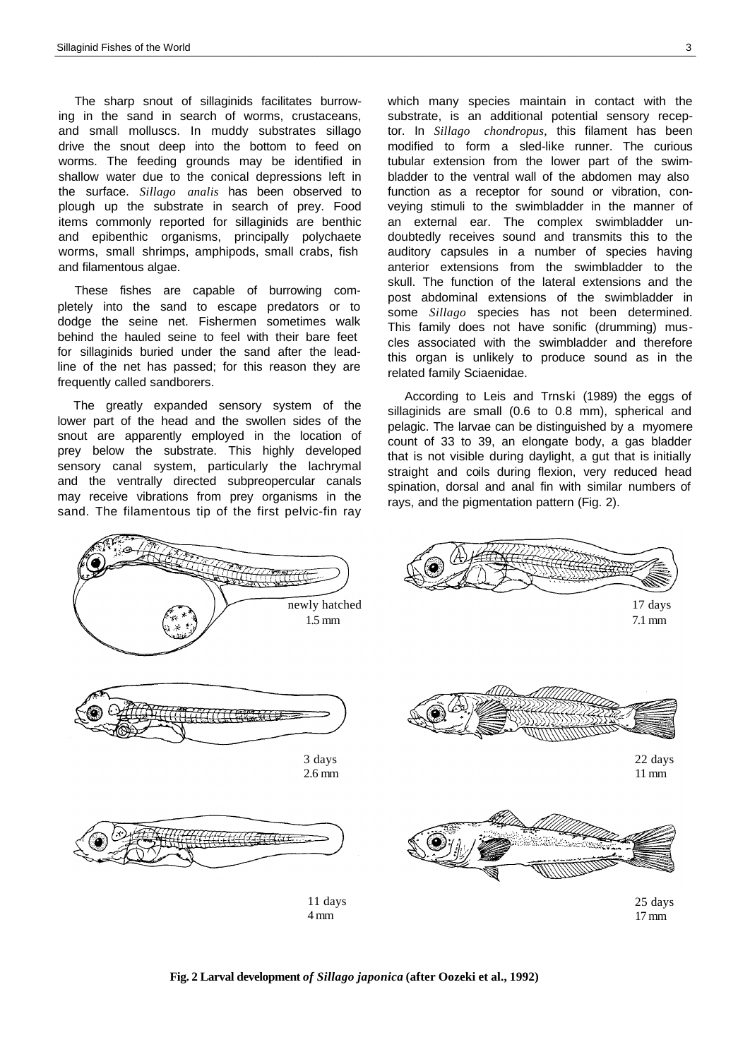The sharp snout of sillaginids facilitates burrowing in the sand in search of worms, crustaceans, and small molluscs. In muddy substrates sillago drive the snout deep into the bottom to feed on worms. The feeding grounds may be identified in shallow water due to the conical depressions left in the surface. *Sillago analis* has been observed to plough up the substrate in search of prey. Food items commonly reported for sillaginids are benthic and epibenthic organisms, principally polychaete worms, small shrimps, amphipods, small crabs, fish and filamentous algae.

These fishes are capable of burrowing completely into the sand to escape predators or to dodge the seine net. Fishermen sometimes walk behind the hauled seine to feel with their bare feet for sillaginids buried under the sand after the lead-line of the net has passed; for this reason they are frequently called sandborers.

The greatly expanded sensory system of the lower part of the head and the swollen sides of the snout are apparently employed in the location of prey below the substrate. This highly developed sensory canal system, particularly the lachrymal and the ventrally directed subpreopercular canals may receive vibrations from prey organisms in the sand. The filamentous tip of the first pelvic-fin ray which many species maintain in contact with the substrate, is an additional potential sensory receptor. In *Sillago chondropus*, this filament has been modified to form a sled-like runner. The curious tubular extension from the lower part of the swimbladder to the ventral wall of the abdomen may also function as a receptor for sound or vibration, conveying stimuli to the swimbladder in the manner of an external ear. The complex swimbladder undoubtedly receives sound and transmits this to the auditory capsules in a number of species having anterior extensions from the swimbladder to the skull. The function of the lateral extensions and the post abdominal extensions of the swimbladder in some *Sillago* species has not been determined. This family does not have sonific (drumming) muscles associated with the swimbladder and therefore this organ is unlikely to produce sound as in the related family Sciaenidae.

According to Leis and Trnski (1989) the eggs of sillaginids are small (0.6 to 0.8 mm), spherical and pelagic. The larvae can be distinguished by a myomere count of 33 to 39, an elongate body, a gas bladder that is not visible during daylight, a gut that is initially straight and coils during flexion, very reduced head spination, dorsal and anal fin with similar numbers of rays, and the pigmentation pattern (Fig. 2).

newly hatched 1.5 mm

3 days 2.6 mm

11 days 4 mm

17 days 7.1 mm

22 days 11 mm

25 days 17 mm

**Fig. 2 Larval development *of Sillago japonica* (after Oozeki et al., 1992)**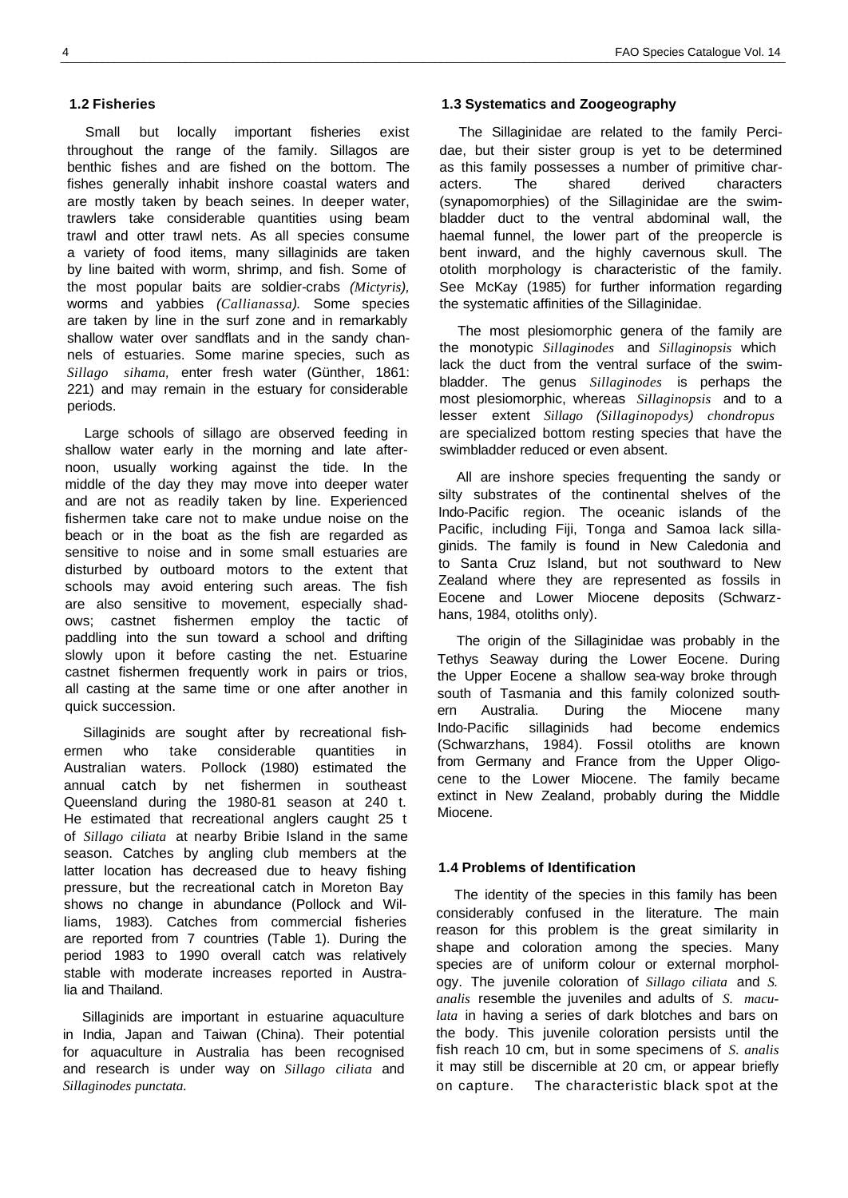### 1.2 Fisheries

Small but locally important fisheries exist throughout the range of the family. Sillagos are benthic fishes and are fished on the bottom. The fishes generally inhabit inshore coastal waters and are mostly taken by beach seines. In deeper water, trawlers take considerable quantities using beam trawl and otter trawl nets. As all species consume a variety of food items, many sillaginids are taken by line baited with worm, shrimp, and fish. Some of the most popular baits are soldier-crabs *(Mictyris),* worms and yabbies *(Callianassa).* Some species are taken by line in the surf zone and in remarkably shallow water over sandflats and in the sandy channels of estuaries. Some marine species, such as *Sillago sihama,* enter fresh water (Günther, 1861: 221) and may remain in the estuary for considerable periods.

Large schools of sillago are observed feeding in shallow water early in the morning and late afternoon, usually working against the tide. In the middle of the day they may move into deeper water and are not as readily taken by line. Experienced fishermen take care not to make undue noise on the beach or in the boat as the fish are regarded as sensitive to noise and in some small estuaries are disturbed by outboard motors to the extent that schools may avoid entering such areas. The fish are also sensitive to movement, especially shadows; castnet fishermen employ the tactic of paddling into the sun toward a school and drifting slowly upon it before casting the net. Estuarine castnet fishermen frequently work in pairs or trios, all casting at the same time or one after another in quick succession.

Sillaginids are sought after by recreational fishermen who take considerable quantities in Australian waters. Pollock (1980) estimated the annual catch by net fishermen in southeast Queensland during the 1980-81 season at 240 t. He estimated that recreational anglers caught 25 t of *Sillago ciliata* at nearby Bribie Island in the same season. Catches by angling club members at the latter location has decreased due to heavy fishing pressure, but the recreational catch in Moreton Bay shows no change in abundance (Pollock and Williams, 1983). Catches from commercial fisheries are reported from 7 countries (Table 1). During the period 1983 to 1990 overall catch was relatively stable with moderate increases reported in Australia and Thailand.

Sillaginids are important in estuarine aquaculture in India, Japan and Taiwan (China). Their potential for aquaculture in Australia has been recognised and research is under way on *Sillago ciliata* and *Sillaginodes punctata.*

### 1.3 Systematics and Zoogeography

The Sillaginidae are related to the family Percidae, but their sister group is yet to be determined as this family possesses a number of primitive characters. The shared derived characters (synapomorphies) of the Sillaginidae are the swimbladder duct to the ventral abdominal wall, the haemal funnel, the lower part of the preopercle is bent inward, and the highly cavernous skull. The otolith morphology is characteristic of the family. See McKay (1985) for further information regarding the systematic affinities of the Sillaginidae.

The most plesiomorphic genera of the family are the monotypic *Sillaginodes* and *Sillaginopsis* which lack the duct from the ventral surface of the swimbladder. The genus *Sillaginodes* is perhaps the most plesiomorphic, whereas *Sillaginopsis* and to a lesser extent *Sillago (Sillaginopodys) chondropus* are specialized bottom resting species that have the swimbladder reduced or even absent.

All are inshore species frequenting the sandy or silty substrates of the continental shelves of the Indo-Pacific region. The oceanic islands of the Pacific, including Fiji, Tonga and Samoa lack sillaginids. The family is found in New Caledonia and to Santa Cruz Island, but not southward to New Zealand where they are represented as fossils in Eocene and Lower Miocene deposits (Schwarzhans, 1984, otoliths only).

The origin of the Sillaginidae was probably in the Tethys Seaway during the Lower Eocene. During the Upper Eocene a shallow sea-way broke through south of Tasmania and this family colonized southern Australia. During the Miocene many Indo-Pacific sillaginids had become endemics (Schwarzhans, 1984). Fossil otoliths are known from Germany and France from the Upper Oligocene to the Lower Miocene. The family became extinct in New Zealand, probably during the Middle Miocene.

### 1.4 Problems of Identification

The identity of the species in this family has been considerably confused in the literature. The main reason for this problem is the great similarity in shape and coloration among the species. Many species are of uniform colour or external morphology. The juvenile coloration of *Sillago ciliata* and *S. analis* resemble the juveniles and adults of *S. maculata* in having a series of dark blotches and bars on the body. This juvenile coloration persists until the fish reach 10 cm, but in some specimens of *S. analis* it may still be discernible at 20 cm, or appear briefly on capture. The characteristic black spot at the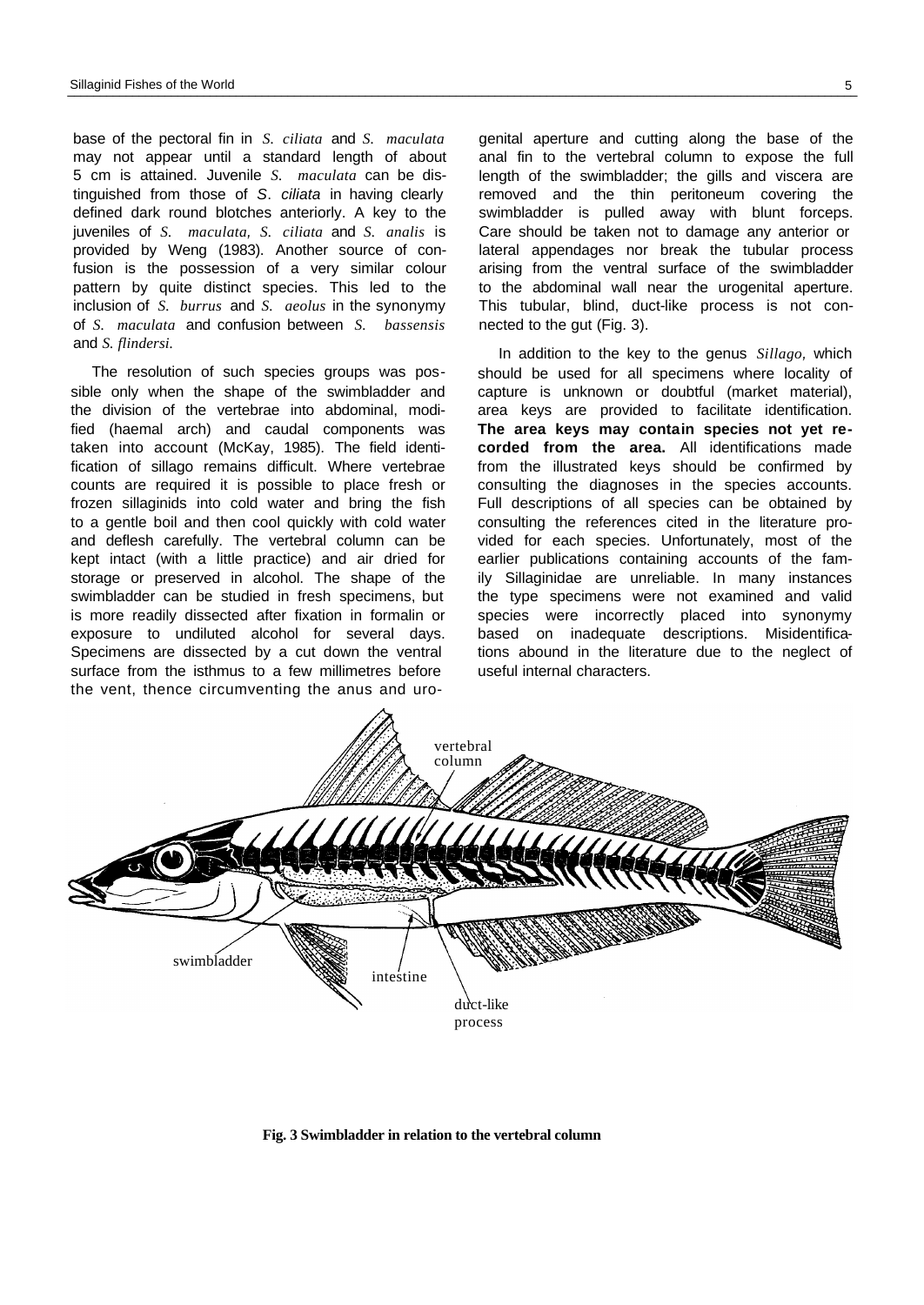base of the pectoral fin in *S. ciliata* and *S. maculata* may not appear until a standard length of about 5 cm is attained. Juvenile *S. maculata* can be distinguished from those of *S. ciliata* in having clearly defined dark round blotches anteriorly. A key to the juveniles of *S. maculata, S. ciliata* and *S. analis* is provided by Weng (1983). Another source of confusion is the possession of a very similar colour pattern by quite distinct species. This led to the inclusion of *S. burrus* and *S. aeolus* in the synonymy of *S. maculata* and confusion between *S. bassensis* and *S. flindersi.*

The resolution of such species groups was possible only when the shape of the swimbladder and the division of the vertebrae into abdominal, modified (haemal arch) and caudal components was taken into account (McKay, 1985). The field identification of sillago remains difficult. Where vertebrae counts are required it is possible to place fresh or frozen sillaginids into cold water and bring the fish to a gentle boil and then cool quickly with cold water and deflesh carefully. The vertebral column can be kept intact (with a little practice) and air dried for storage or preserved in alcohol. The shape of the swimbladder can be studied in fresh specimens, but is more readily dissected after fixation in formalin or exposure to undiluted alcohol for several days. Specimens are dissected by a cut down the ventral surface from the isthmus to a few millimetres before the vent, thence circumventing the anus and urogenital aperture and cutting along the base of the anal fin to the vertebral column to expose the full length of the swimbladder; the gills and viscera are removed and the thin peritoneum covering the swimbladder is pulled away with blunt forceps. Care should be taken not to damage any anterior or lateral appendages nor break the tubular process arising from the ventral surface of the swimbladder to the abdominal wall near the urogenital aperture. This tubular, blind, duct-like process is not connected to the gut (Fig. 3).

In addition to the key to the genus *Sillago,* which should be used for all specimens where locality of capture is unknown or doubtful (market material), area keys are provided to facilitate identification. **The area keys may contain species not yet recorded from the area.** All identifications made from the illustrated keys should be confirmed by consulting the diagnoses in the species accounts. Full descriptions of all species can be obtained by consulting the references cited in the literature provided for each species. Unfortunately, most of the earlier publications containing accounts of the family Sillaginidae are unreliable. In many instances the type specimens were not examined and valid species were incorrectly placed into synonymy based on inadequate descriptions. Misidentifications abound in the literature due to the neglect of useful internal characters.

**Fig. 3 Swimbladder in relation to the vertebral column**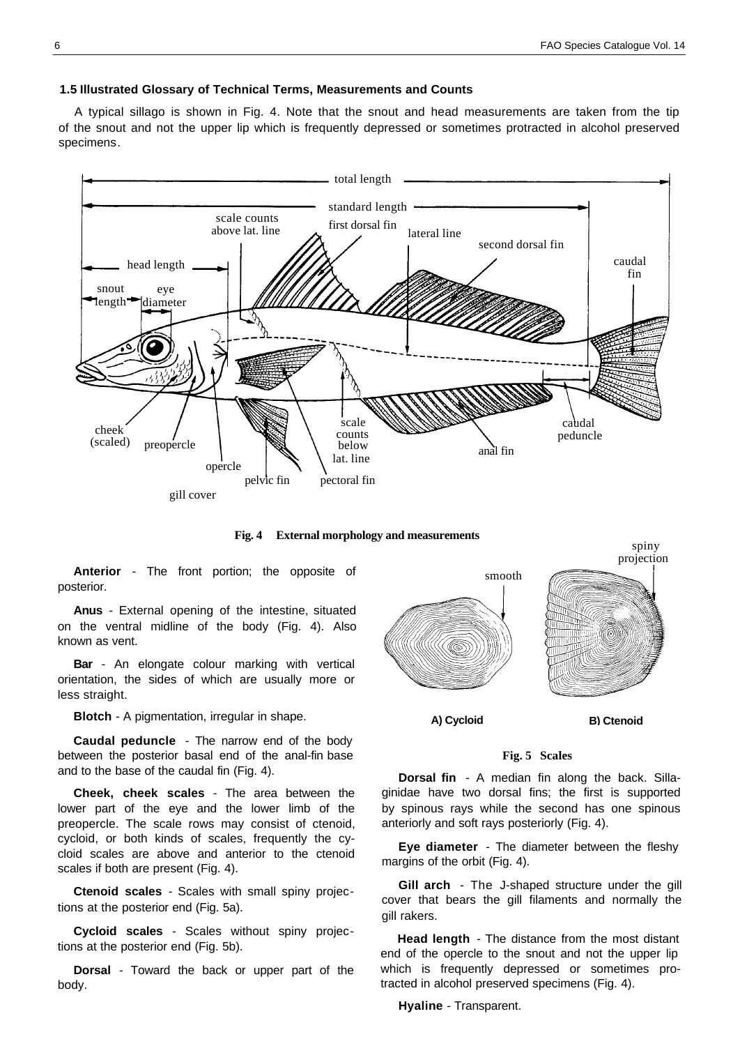### 1.5 Illustrated Glossary of Technical Terms, Measurements and Counts

A typical sillago is shown in Fig. 4. Note that the snout and head measurements are taken from the tip of the snout and not the upper lip which is frequently depressed or sometimes protracted in alcohol preserved specimens.

**Fig. 4 External morphology and measurements**

**Anterior** - The front portion; the opposite of posterior.

**Anus** - External opening of the intestine, situated on the ventral midline of the body (Fig. 4). Also known as vent.

**Bar** - An elongate colour marking with vertical orientation, the sides of which are usually more or less straight.

**Blotch** - A pigmentation, irregular in shape.

**Caudal peduncle** - The narrow end of the body between the posterior basal end of the anal-fin base and to the base of the caudal fin (Fig. 4).

**Cheek, cheek scales** - The area between the lower part of the eye and the lower limb of the preopercle. The scale rows may consist of ctenoid, cycloid, or both kinds of scales, frequently the cycloid scales are above and anterior to the ctenoid scales if both are present (Fig. 4).

**Ctenoid scales** - Scales with small spiny projections at the posterior end (Fig. 5a).

**Cycloid scales** - Scales without spiny projections at the posterior end (Fig. 5b).

**Dorsal** - Toward the back or upper part of the body.

A) Cycloid B) Ctenoid

**Fig. 5 Scales**

**Dorsal fin** - A median fin along the back. Sillaginidae have two dorsal fins; the first is supported by spinous rays while the second has one spinous anteriorly and soft rays posteriorly (Fig. 4).

**Eye diameter** - The diameter between the fleshy margins of the orbit (Fig. 4).

**Gill arch** - The J-shaped structure under the gill cover that bears the gill filaments and normally the gill rakers.

**Head length** - The distance from the most distant end of the opercle to the snout and not the upper lip which is frequently depressed or sometimes protracted in alcohol preserved specimens (Fig. 4).

**Hyaline** - Transparent.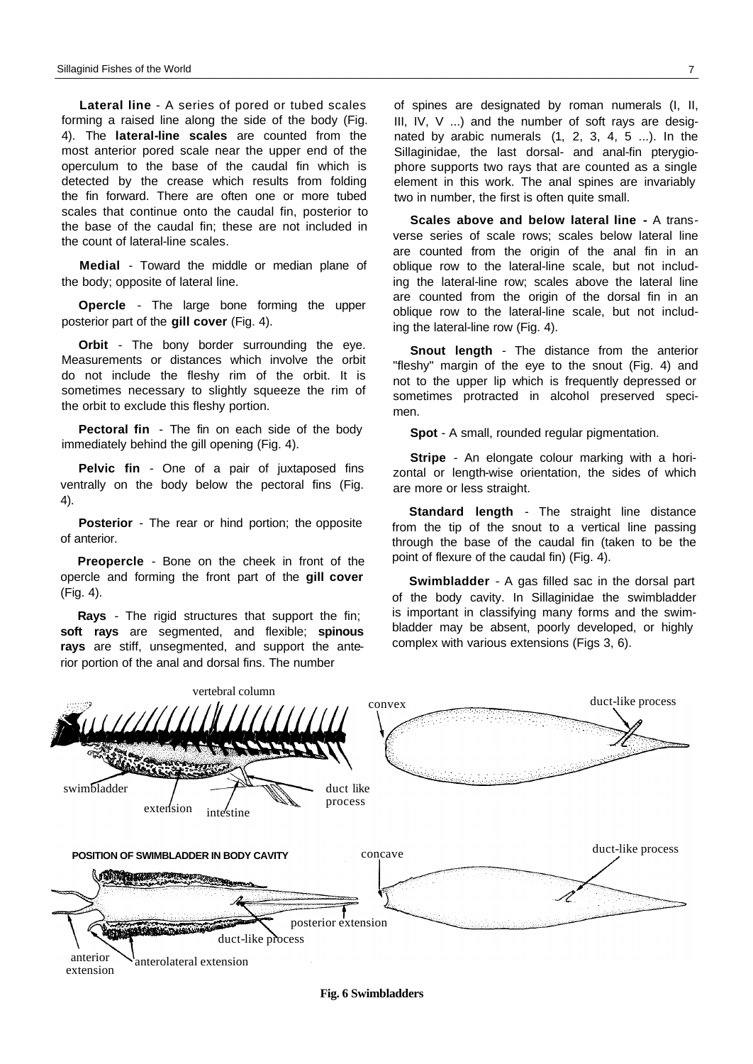**Lateral line** - A series of pored or tubed scales forming a raised line along the side of the body (Fig. 4). The **lateral-line scales** are counted from the most anterior pored scale near the upper end of the operculum to the base of the caudal fin which is detected by the crease which results from folding the fin forward. There are often one or more tubed scales that continue onto the caudal fin, posterior to the base of the caudal fin; these are not included in the count of lateral-line scales.

**Medial** - Toward the middle or median plane of the body; opposite of lateral line.

**Opercle** - The large bone forming the upper posterior part of the **gill cover** (Fig. 4).

**Orbit** - The bony border surrounding the eye. Measurements or distances which involve the orbit do not include the fleshy rim of the orbit. It is sometimes necessary to slightly squeeze the rim of the orbit to exclude this fleshy portion.

**Pectoral fin** - The fin on each side of the body immediately behind the gill opening (Fig. 4).

**Pelvic fin** - One of a pair of juxtaposed fins ventrally on the body below the pectoral fins (Fig. 4).

**Posterior** - The rear or hind portion; the opposite of anterior.

**Preopercle** - Bone on the cheek in front of the opercle and forming the front part of the **gill cover** (Fig. 4).

**Rays** - The rigid structures that support the fin; **soft rays** are segmented, and flexible; **spinous rays** are stiff, unsegmented, and support the anterior portion of the anal and dorsal fins. The number of spines are designated by roman numerals (I, II, III, IV, V ...) and the number of soft rays are designated by arabic numerals (1, 2, 3, 4, 5 ...). In the Sillaginidae, the last dorsal- and anal-fin pterygiophore supports two rays that are counted as a single element in this work. The anal spines are invariably two in number, the first is often quite small.

**Scales above and below lateral line -** A transverse series of scale rows; scales below lateral line are counted from the origin of the anal fin in an oblique row to the lateral-line scale, but not including the lateral-line row; scales above the lateral line are counted from the origin of the dorsal fin in an oblique row to the lateral-line scale, but not including the lateral-line row (Fig. 4).

**Snout length** - The distance from the anterior "fleshy" margin of the eye to the snout (Fig. 4) and not to the upper lip which is frequently depressed or sometimes protracted in alcohol preserved specimen.

**Spot** - A small, rounded regular pigmentation.

**Stripe** - An elongate colour marking with a horizontal or length-wise orientation, the sides of which are more or less straight.

**Standard length** - The straight line distance from the tip of the snout to a vertical line passing through the base of the caudal fin (taken to be the point of flexure of the caudal fin) (Fig. 4).

**Swimbladder** - A gas filled sac in the dorsal part of the body cavity. In Sillaginidae the swimbladder is important in classifying many forms and the swimbladder may be absent, poorly developed, or highly complex with various extensions (Figs 3, 6).

**Fig. 6 Swimbladders**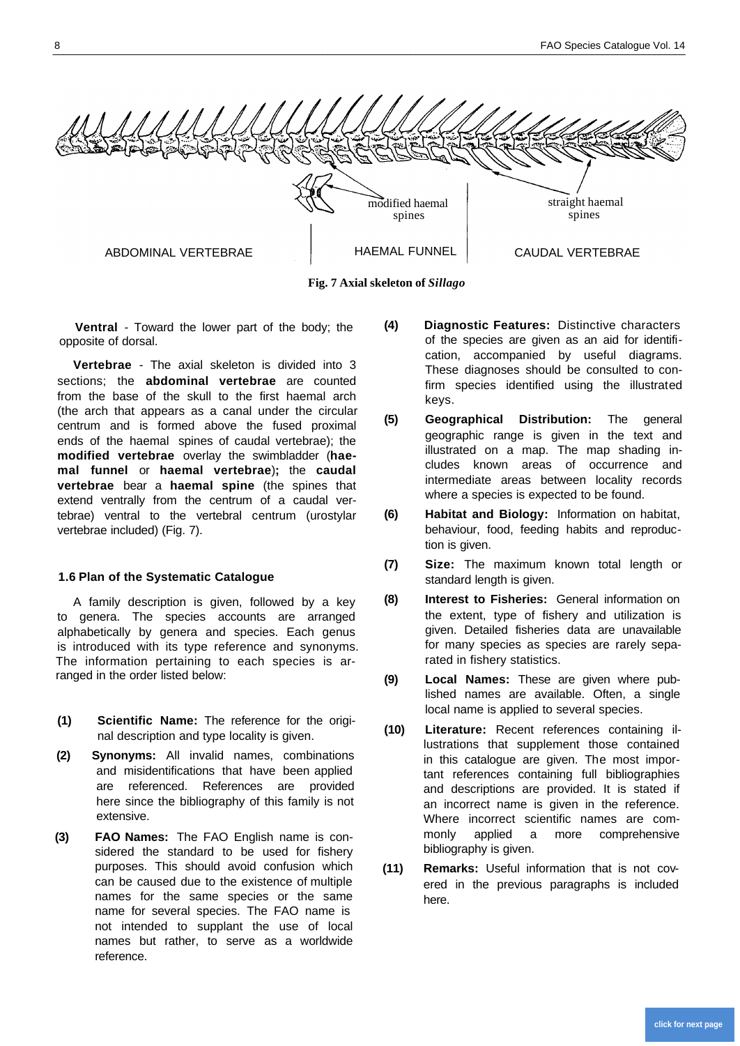modified haemal spines

straight haemal spines

ABDOMINAL VERTEBRAE

HAEMAL FUNNEL

CAUDAL VERTEBRAE

**Fig. 7 Axial skeleton of *Sillago***

**Ventral** - Toward the lower part of the body; the opposite of dorsal.

**Vertebrae** - The axial skeleton is divided into 3 sections; the **abdominal vertebrae** are counted from the base of the skull to the first haemal arch (the arch that appears as a canal under the circular centrum and is formed above the fused proximal ends of the haemal spines of caudal vertebrae); the **modified vertebrae** overlay the swimbladder (**haemal funnel** or **haemal vertebrae**)**;** the **caudal vertebrae** bear a **haemal spine** (the spines that extend ventrally from the centrum of a caudal vertebrae) ventral to the vertebral centrum (urostylar vertebrae included) (Fig. 7).

### 1.6 Plan of the Systematic Catalogue

A family description is given, followed by a key to genera. The species accounts are arranged alphabetically by genera and species. Each genus is introduced with its type reference and synonyms. The information pertaining to each species is arranged in the order listed below:

**(1)** **Scientific Name:** The reference for the original description and type locality is given.

**(2)** **Synonyms:** All invalid names, combinations and misidentifications that have been applied are referenced. References are provided here since the bibliography of this family is not extensive.

**(3)** **FAO Names:** The FAO English name is considered the standard to be used for fishery purposes. This should avoid confusion which can be caused due to the existence of multiple names for the same species or the same name for several species. The FAO name is not intended to supplant the use of local names but rather, to serve as a worldwide reference.

**(4)** **Diagnostic Features:** Distinctive characters of the species are given as an aid for identification, accompanied by useful diagrams. These diagnoses should be consulted to confirm species identified using the illustrated keys.

**(5)** **Geographical Distribution:** The general geographic range is given in the text and illustrated on a map. The map shading includes known areas of occurrence and intermediate areas between locality records where a species is expected to be found.

**(6)** **Habitat and Biology:** Information on habitat, behaviour, food, feeding habits and reproduction is given.

**(7)** **Size:** The maximum known total length or standard length is given.

**(8)** **Interest to Fisheries:** General information on the extent, type of fishery and utilization is given. Detailed fisheries data are unavailable for many species as species are rarely separated in fishery statistics.

**(9)** **Local Names:** These are given where published names are available. Often, a single local name is applied to several species.

**(10)** **Literature:** Recent references containing illustrations that supplement those contained in this catalogue are given. The most important references containing full bibliographies and descriptions are provided. It is stated if an incorrect name is given in the reference. Where incorrect scientific names are commonly applied a more comprehensive bibliography is given.

**(11)** **Remarks:** Useful information that is not covered in the previous paragraphs is included here.